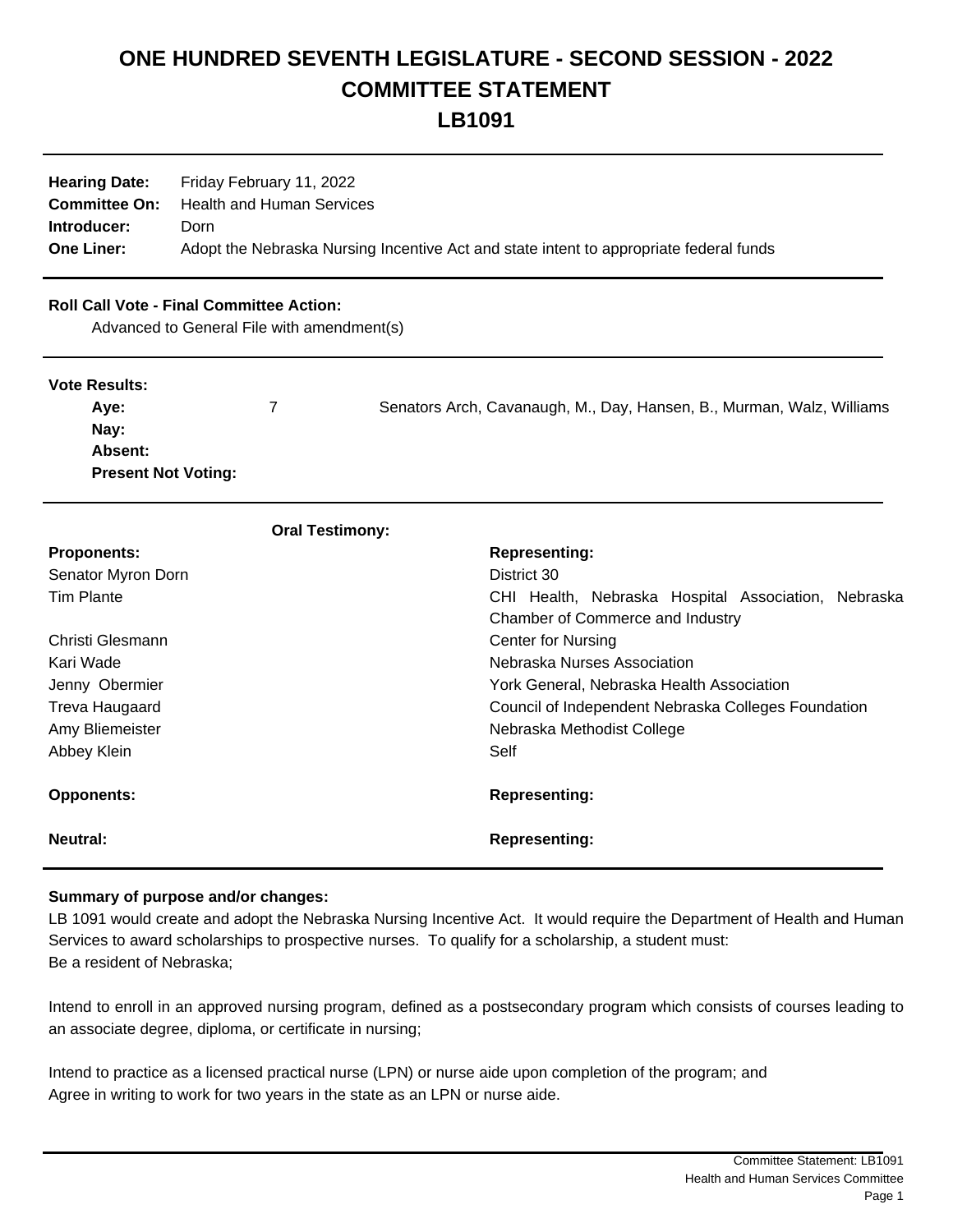# ONE HUNDRED SEVENTH LEGISLATURE - SECOND SESSION - 2022
# COMMITTEE STATEMENT
# LB1091

**Hearing Date:** Friday February 11, 2022
**Committee On:** Health and Human Services
**Introducer:** Dorn
**One Liner:** Adopt the Nebraska Nursing Incentive Act and state intent to appropriate federal funds

**Roll Call Vote - Final Committee Action:**
Advanced to General File with amendment(s)

**Vote Results:**

| | | |
|---|---|---|
| **Aye:** | 7 | Senators Arch, Cavanaugh, M., Day, Hansen, B., Murman, Walz, Williams |
| **Nay:** | | |
| **Absent:** | | |
| **Present Not Voting:** | | |

**Oral Testimony:**

| **Proponents:** | **Representing:** |
|---|---|
| Senator Myron Dorn | District 30 |
| Tim Plante | CHI Health, Nebraska Hospital Association, Nebraska Chamber of Commerce and Industry |
| Christi Glesmann | Center for Nursing |
| Kari Wade | Nebraska Nurses Association |
| Jenny Obermier | York General, Nebraska Health Association |
| Treva Haugaard | Council of Independent Nebraska Colleges Foundation |
| Amy Bliemeister | Nebraska Methodist College |
| Abbey Klein | Self |

| **Opponents:** | **Representing:** |
|---|---|

| **Neutral:** | **Representing:** |
|---|---|

**Summary of purpose and/or changes:**

LB 1091 would create and adopt the Nebraska Nursing Incentive Act. It would require the Department of Health and Human Services to award scholarships to prospective nurses. To qualify for a scholarship, a student must:
Be a resident of Nebraska;

Intend to enroll in an approved nursing program, defined as a postsecondary program which consists of courses leading to an associate degree, diploma, or certificate in nursing;

Intend to practice as a licensed practical nurse (LPN) or nurse aide upon completion of the program; and
Agree in writing to work for two years in the state as an LPN or nurse aide.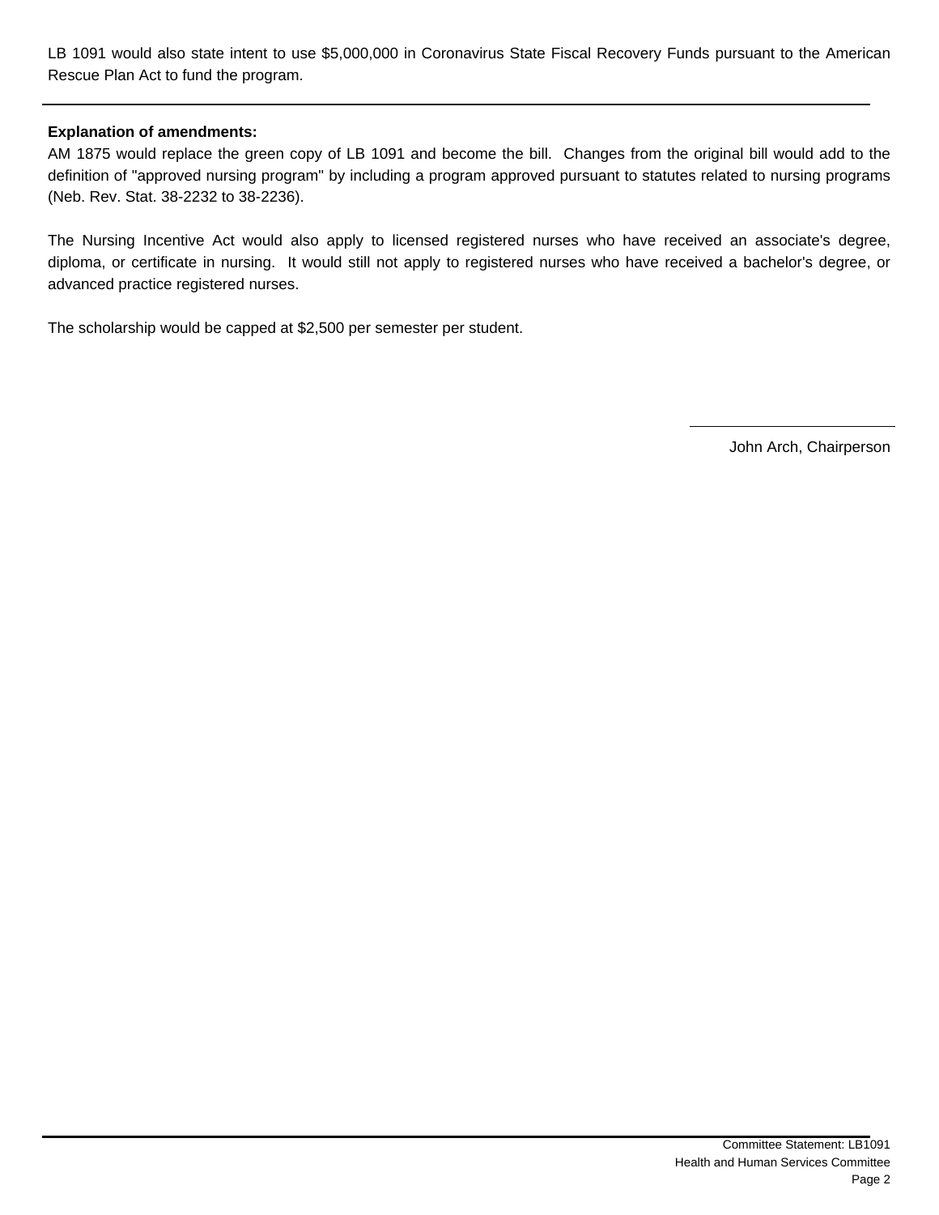LB 1091 would also state intent to use $5,000,000 in Coronavirus State Fiscal Recovery Funds pursuant to the American Rescue Plan Act to fund the program.

---

**Explanation of amendments:**

AM 1875 would replace the green copy of LB 1091 and become the bill. Changes from the original bill would add to the definition of "approved nursing program" by including a program approved pursuant to statutes related to nursing programs (Neb. Rev. Stat. 38-2232 to 38-2236).

The Nursing Incentive Act would also apply to licensed registered nurses who have received an associate's degree, diploma, or certificate in nursing. It would still not apply to registered nurses who have received a bachelor's degree, or advanced practice registered nurses.

The scholarship would be capped at $2,500 per semester per student.

John Arch, Chairperson